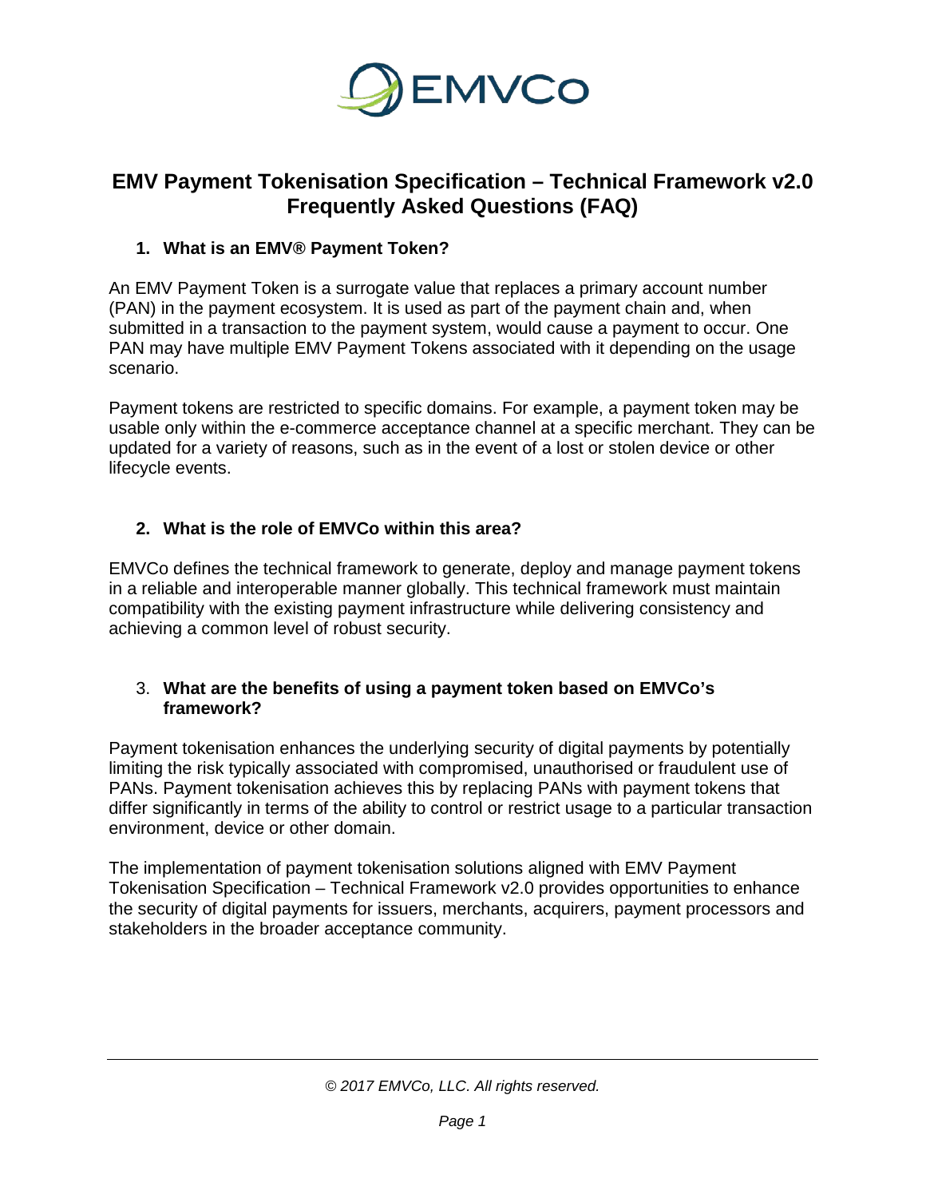# EMV Payment Tokenisation Specification – Technical Framework v2.0 Frequently Asked Questions (FAQ)

## 1. What is an EMV® Payment Token?

An EMV Payment Token is a surrogate value that replaces a primary account number (PAN) in the payment ecosystem. It is used as part of the payment chain and, when submitted in a transaction to the payment system, would cause a payment to occur. One PAN may have multiple EMV Payment Tokens associated with it depending on the usage scenario.

Payment tokens are restricted to specific domains. For example, a payment token may be usable only within the e-commerce acceptance channel at a specific merchant. They can be updated for a variety of reasons, such as in the event of a lost or stolen device or other lifecycle events.

## 2. What is the role of EMVCo within this area?

EMVCo defines the technical framework to generate, deploy and manage payment tokens in a reliable and interoperable manner globally. This technical framework must maintain compatibility with the existing payment infrastructure while delivering consistency and achieving a common level of robust security.

## 3. What are the benefits of using a payment token based on EMVCo's framework?

Payment tokenisation enhances the underlying security of digital payments by potentially limiting the risk typically associated with compromised, unauthorised or fraudulent use of PANs. Payment tokenisation achieves this by replacing PANs with payment tokens that differ significantly in terms of the ability to control or restrict usage to a particular transaction environment, device or other domain.

The implementation of payment tokenisation solutions aligned with EMV Payment Tokenisation Specification – Technical Framework v2.0 provides opportunities to enhance the security of digital payments for issuers, merchants, acquirers, payment processors and stakeholders in the broader acceptance community.

*© 2017 EMVCo, LLC. All rights reserved.*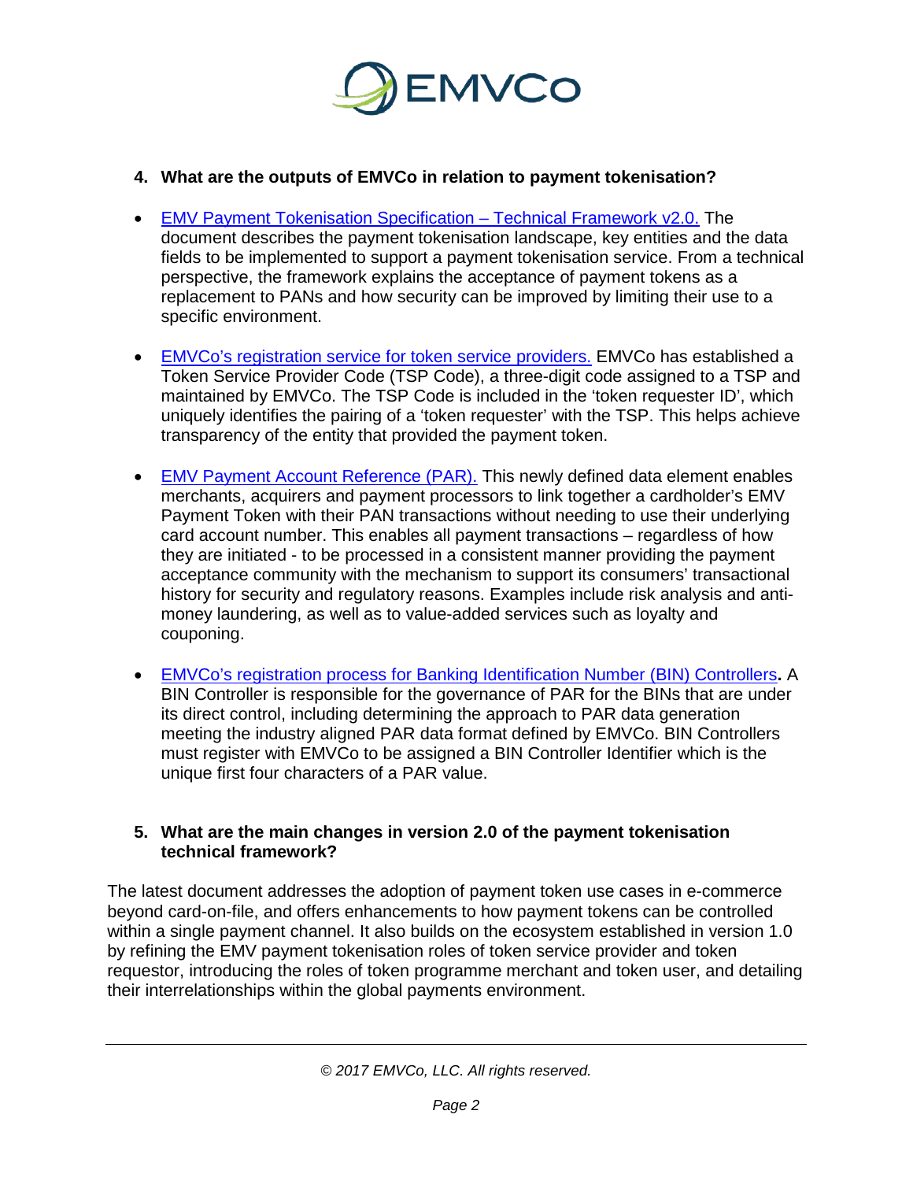### 4. What are the outputs of EMVCo in relation to payment tokenisation?

- [EMV Payment Tokenisation Specification – Technical Framework v2.0.]() The document describes the payment tokenisation landscape, key entities and the data fields to be implemented to support a payment tokenisation service. From a technical perspective, the framework explains the acceptance of payment tokens as a replacement to PANs and how security can be improved by limiting their use to a specific environment.

- [EMVCo's registration service for token service providers.]() EMVCo has established a Token Service Provider Code (TSP Code), a three-digit code assigned to a TSP and maintained by EMVCo. The TSP Code is included in the 'token requester ID', which uniquely identifies the pairing of a 'token requester' with the TSP. This helps achieve transparency of the entity that provided the payment token.

- [EMV Payment Account Reference (PAR).]() This newly defined data element enables merchants, acquirers and payment processors to link together a cardholder's EMV Payment Token with their PAN transactions without needing to use their underlying card account number. This enables all payment transactions – regardless of how they are initiated - to be processed in a consistent manner providing the payment acceptance community with the mechanism to support its consumers' transactional history for security and regulatory reasons. Examples include risk analysis and anti-money laundering, as well as to value-added services such as loyalty and couponing.

- [EMVCo's registration process for Banking Identification Number (BIN) Controllers]()**.** A BIN Controller is responsible for the governance of PAR for the BINs that are under its direct control, including determining the approach to PAR data generation meeting the industry aligned PAR data format defined by EMVCo. BIN Controllers must register with EMVCo to be assigned a BIN Controller Identifier which is the unique first four characters of a PAR value.

### 5. What are the main changes in version 2.0 of the payment tokenisation technical framework?

The latest document addresses the adoption of payment token use cases in e-commerce beyond card-on-file, and offers enhancements to how payment tokens can be controlled within a single payment channel. It also builds on the ecosystem established in version 1.0 by refining the EMV payment tokenisation roles of token service provider and token requestor, introducing the roles of token programme merchant and token user, and detailing their interrelationships within the global payments environment.

*© 2017 EMVCo, LLC. All rights reserved.*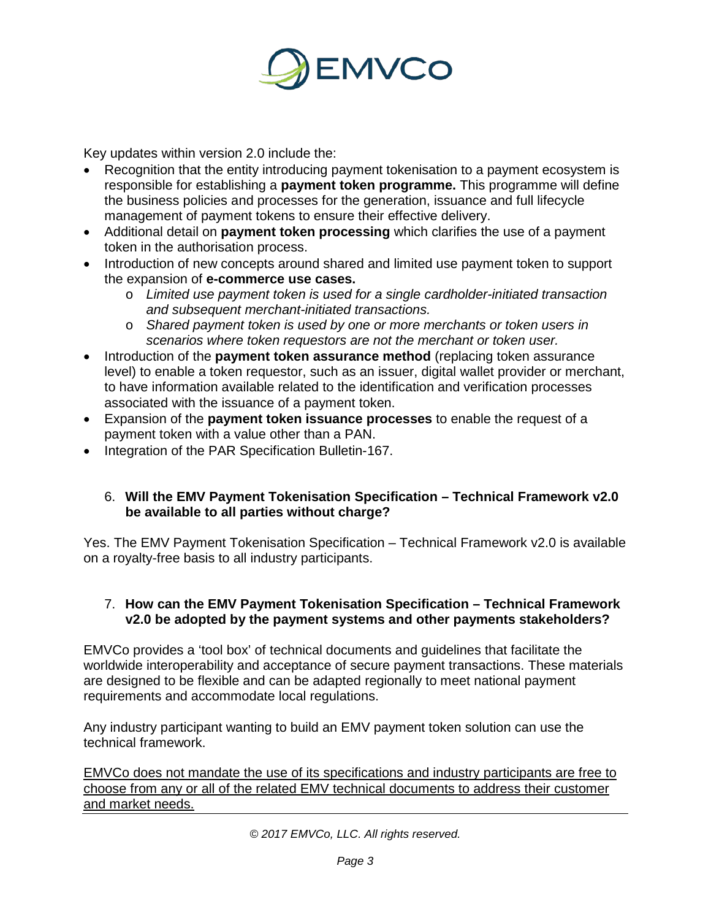Key updates within version 2.0 include the:

- Recognition that the entity introducing payment tokenisation to a payment ecosystem is responsible for establishing a **payment token programme.** This programme will define the business policies and processes for the generation, issuance and full lifecycle management of payment tokens to ensure their effective delivery.
- Additional detail on **payment token processing** which clarifies the use of a payment token in the authorisation process.
- Introduction of new concepts around shared and limited use payment token to support the expansion of **e-commerce use cases.**
  - *Limited use payment token is used for a single cardholder-initiated transaction and subsequent merchant-initiated transactions.*
  - *Shared payment token is used by one or more merchants or token users in scenarios where token requestors are not the merchant or token user.*
- Introduction of the **payment token assurance method** (replacing token assurance level) to enable a token requestor, such as an issuer, digital wallet provider or merchant, to have information available related to the identification and verification processes associated with the issuance of a payment token.
- Expansion of the **payment token issuance processes** to enable the request of a payment token with a value other than a PAN.
- Integration of the PAR Specification Bulletin-167.

### 6. Will the EMV Payment Tokenisation Specification – Technical Framework v2.0 be available to all parties without charge?

Yes. The EMV Payment Tokenisation Specification – Technical Framework v2.0 is available on a royalty-free basis to all industry participants.

### 7. How can the EMV Payment Tokenisation Specification – Technical Framework v2.0 be adopted by the payment systems and other payments stakeholders?

EMVCo provides a 'tool box' of technical documents and guidelines that facilitate the worldwide interoperability and acceptance of secure payment transactions. These materials are designed to be flexible and can be adapted regionally to meet national payment requirements and accommodate local regulations.

Any industry participant wanting to build an EMV payment token solution can use the technical framework.

<u>EMVCo does not mandate the use of its specifications and industry participants are free to choose from any or all of the related EMV technical documents to address their customer and market needs.</u>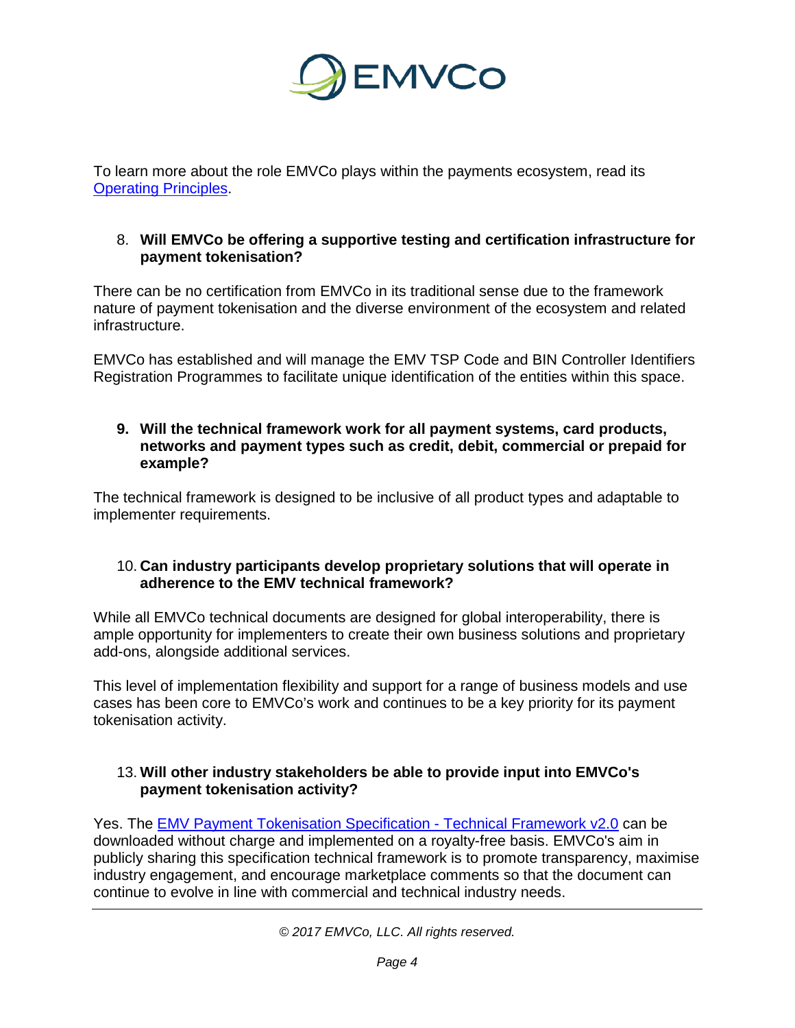To learn more about the role EMVCo plays within the payments ecosystem, read its [Operating Principles](#).

8. **Will EMVCo be offering a supportive testing and certification infrastructure for payment tokenisation?**

There can be no certification from EMVCo in its traditional sense due to the framework nature of payment tokenisation and the diverse environment of the ecosystem and related infrastructure.

EMVCo has established and will manage the EMV TSP Code and BIN Controller Identifiers Registration Programmes to facilitate unique identification of the entities within this space.

9. **Will the technical framework work for all payment systems, card products, networks and payment types such as credit, debit, commercial or prepaid for example?**

The technical framework is designed to be inclusive of all product types and adaptable to implementer requirements.

10. **Can industry participants develop proprietary solutions that will operate in adherence to the EMV technical framework?**

While all EMVCo technical documents are designed for global interoperability, there is ample opportunity for implementers to create their own business solutions and proprietary add-ons, alongside additional services.

This level of implementation flexibility and support for a range of business models and use cases has been core to EMVCo's work and continues to be a key priority for its payment tokenisation activity.

13. **Will other industry stakeholders be able to provide input into EMVCo's payment tokenisation activity?**

Yes. The [EMV Payment Tokenisation Specification - Technical Framework v2.0](#) can be downloaded without charge and implemented on a royalty-free basis. EMVCo's aim in publicly sharing this specification technical framework is to promote transparency, maximise industry engagement, and encourage marketplace comments so that the document can continue to evolve in line with commercial and technical industry needs.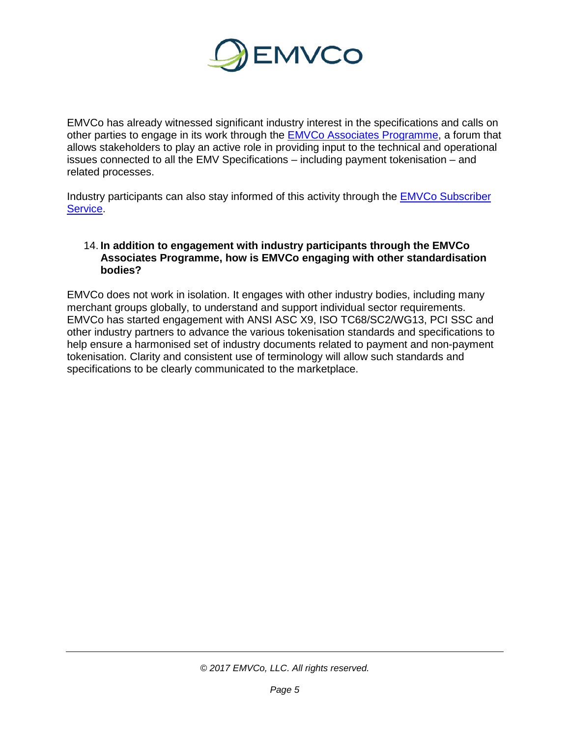EMVCo has already witnessed significant industry interest in the specifications and calls on other parties to engage in its work through the [EMVCo Associates Programme](), a forum that allows stakeholders to play an active role in providing input to the technical and operational issues connected to all the EMV Specifications – including payment tokenisation – and related processes.

Industry participants can also stay informed of this activity through the [EMVCo Subscriber Service]().

14. **In addition to engagement with industry participants through the EMVCo Associates Programme, how is EMVCo engaging with other standardisation bodies?**

EMVCo does not work in isolation. It engages with other industry bodies, including many merchant groups globally, to understand and support individual sector requirements. EMVCo has started engagement with ANSI ASC X9, ISO TC68/SC2/WG13, PCI SSC and other industry partners to advance the various tokenisation standards and specifications to help ensure a harmonised set of industry documents related to payment and non-payment tokenisation. Clarity and consistent use of terminology will allow such standards and specifications to be clearly communicated to the marketplace.